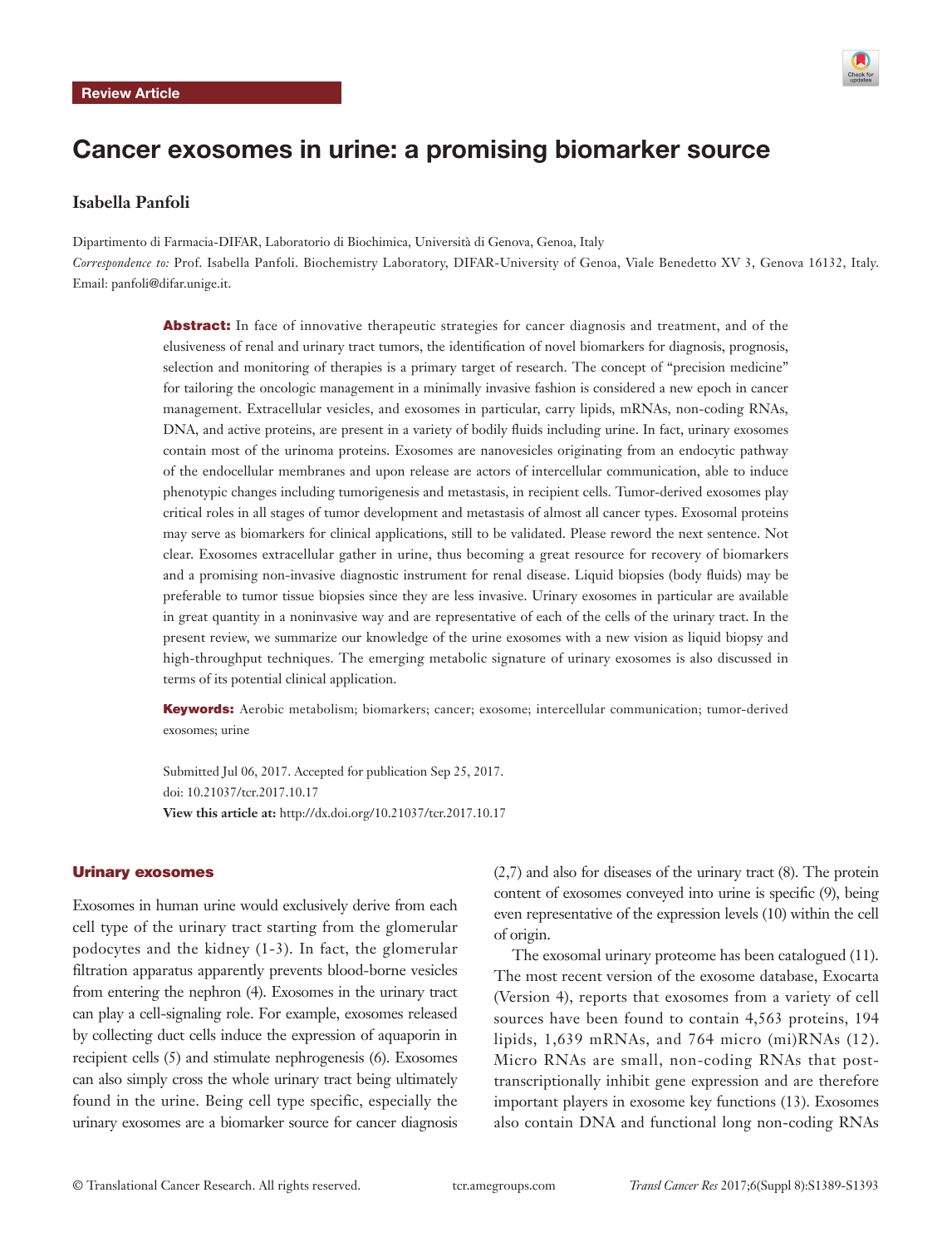Review Article

# Cancer exosomes in urine: a promising biomarker source

**Isabella Panfoli**

Dipartimento di Farmacia-DIFAR, Laboratorio di Biochimica, Università di Genova, Genoa, Italy

*Correspondence to:* Prof. Isabella Panfoli. Biochemistry Laboratory, DIFAR-University of Genoa, Viale Benedetto XV 3, Genova 16132, Italy. Email: panfoli@difar.unige.it.

**Abstract:** In face of innovative therapeutic strategies for cancer diagnosis and treatment, and of the elusiveness of renal and urinary tract tumors, the identification of novel biomarkers for diagnosis, prognosis, selection and monitoring of therapies is a primary target of research. The concept of "precision medicine" for tailoring the oncologic management in a minimally invasive fashion is considered a new epoch in cancer management. Extracellular vesicles, and exosomes in particular, carry lipids, mRNAs, non-coding RNAs, DNA, and active proteins, are present in a variety of bodily fluids including urine. In fact, urinary exosomes contain most of the urinoma proteins. Exosomes are nanovesicles originating from an endocytic pathway of the endocellular membranes and upon release are actors of intercellular communication, able to induce phenotypic changes including tumorigenesis and metastasis, in recipient cells. Tumor-derived exosomes play critical roles in all stages of tumor development and metastasis of almost all cancer types. Exosomal proteins may serve as biomarkers for clinical applications, still to be validated. Please reword the next sentence. Not clear. Exosomes extracellular gather in urine, thus becoming a great resource for recovery of biomarkers and a promising non-invasive diagnostic instrument for renal disease. Liquid biopsies (body fluids) may be preferable to tumor tissue biopsies since they are less invasive. Urinary exosomes in particular are available in great quantity in a noninvasive way and are representative of each of the cells of the urinary tract. In the present review, we summarize our knowledge of the urine exosomes with a new vision as liquid biopsy and high-throughput techniques. The emerging metabolic signature of urinary exosomes is also discussed in terms of its potential clinical application.

**Keywords:** Aerobic metabolism; biomarkers; cancer; exosome; intercellular communication; tumor-derived exosomes; urine

Submitted Jul 06, 2017. Accepted for publication Sep 25, 2017.
doi: 10.21037/tcr.2017.10.17
**View this article at:** http://dx.doi.org/10.21037/tcr.2017.10.17

## Urinary exosomes

Exosomes in human urine would exclusively derive from each cell type of the urinary tract starting from the glomerular podocytes and the kidney (1-3). In fact, the glomerular filtration apparatus apparently prevents blood-borne vesicles from entering the nephron (4). Exosomes in the urinary tract can play a cell-signaling role. For example, exosomes released by collecting duct cells induce the expression of aquaporin in recipient cells (5) and stimulate nephrogenesis (6). Exosomes can also simply cross the whole urinary tract being ultimately found in the urine. Being cell type specific, especially the urinary exosomes are a biomarker source for cancer diagnosis (2,7) and also for diseases of the urinary tract (8). The protein content of exosomes conveyed into urine is specific (9), being even representative of the expression levels (10) within the cell of origin.

The exosomal urinary proteome has been catalogued (11). The most recent version of the exosome database, Exocarta (Version 4), reports that exosomes from a variety of cell sources have been found to contain 4,563 proteins, 194 lipids, 1,639 mRNAs, and 764 micro (mi)RNAs (12). Micro RNAs are small, non-coding RNAs that post-transcriptionally inhibit gene expression and are therefore important players in exosome key functions (13). Exosomes also contain DNA and functional long non-coding RNAs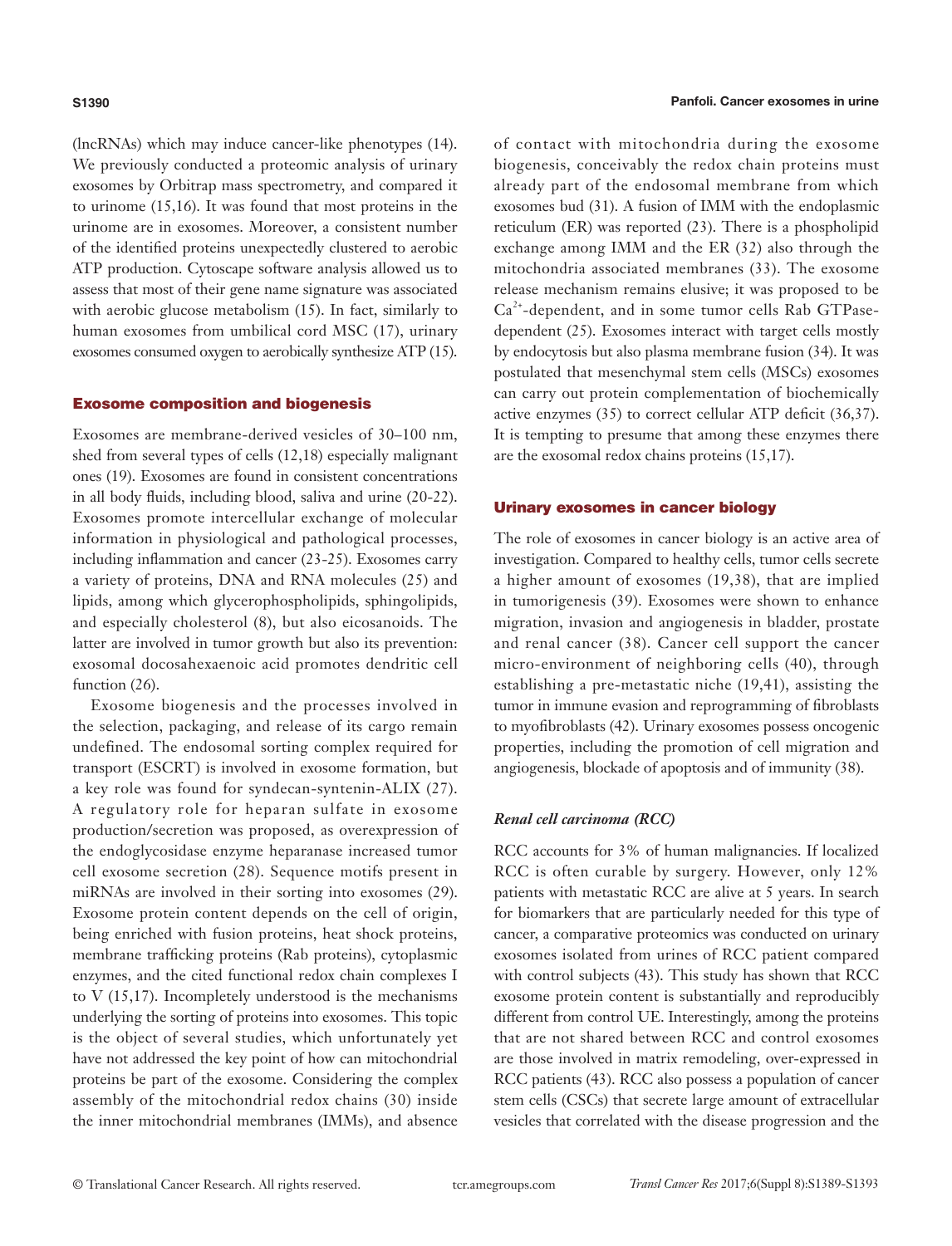(lncRNAs) which may induce cancer-like phenotypes (14). We previously conducted a proteomic analysis of urinary exosomes by Orbitrap mass spectrometry, and compared it to urinome (15,16). It was found that most proteins in the urinome are in exosomes. Moreover, a consistent number of the identified proteins unexpectedly clustered to aerobic ATP production. Cytoscape software analysis allowed us to assess that most of their gene name signature was associated with aerobic glucose metabolism (15). In fact, similarly to human exosomes from umbilical cord MSC (17), urinary exosomes consumed oxygen to aerobically synthesize ATP (15).

## Exosome composition and biogenesis

Exosomes are membrane-derived vesicles of 30–100 nm, shed from several types of cells (12,18) especially malignant ones (19). Exosomes are found in consistent concentrations in all body fluids, including blood, saliva and urine (20-22). Exosomes promote intercellular exchange of molecular information in physiological and pathological processes, including inflammation and cancer (23-25). Exosomes carry a variety of proteins, DNA and RNA molecules (25) and lipids, among which glycerophospholipids, sphingolipids, and especially cholesterol (8), but also eicosanoids. The latter are involved in tumor growth but also its prevention: exosomal docosahexaenoic acid promotes dendritic cell function (26).

Exosome biogenesis and the processes involved in the selection, packaging, and release of its cargo remain undefined. The endosomal sorting complex required for transport (ESCRT) is involved in exosome formation, but a key role was found for syndecan-syntenin-ALIX (27). A regulatory role for heparan sulfate in exosome production/secretion was proposed, as overexpression of the endoglycosidase enzyme heparanase increased tumor cell exosome secretion (28). Sequence motifs present in miRNAs are involved in their sorting into exosomes (29). Exosome protein content depends on the cell of origin, being enriched with fusion proteins, heat shock proteins, membrane trafficking proteins (Rab proteins), cytoplasmic enzymes, and the cited functional redox chain complexes I to V (15,17). Incompletely understood is the mechanisms underlying the sorting of proteins into exosomes. This topic is the object of several studies, which unfortunately yet have not addressed the key point of how can mitochondrial proteins be part of the exosome. Considering the complex assembly of the mitochondrial redox chains (30) inside the inner mitochondrial membranes (IMMs), and absence of contact with mitochondria during the exosome biogenesis, conceivably the redox chain proteins must already part of the endosomal membrane from which exosomes bud (31). A fusion of IMM with the endoplasmic reticulum (ER) was reported (23). There is a phospholipid exchange among IMM and the ER (32) also through the mitochondria associated membranes (33). The exosome release mechanism remains elusive; it was proposed to be $Ca^{2+}$-dependent, and in some tumor cells Rab GTPase-dependent (25). Exosomes interact with target cells mostly by endocytosis but also plasma membrane fusion (34). It was postulated that mesenchymal stem cells (MSCs) exosomes can carry out protein complementation of biochemically active enzymes (35) to correct cellular ATP deficit (36,37). It is tempting to presume that among these enzymes there are the exosomal redox chains proteins (15,17).

## Urinary exosomes in cancer biology

The role of exosomes in cancer biology is an active area of investigation. Compared to healthy cells, tumor cells secrete a higher amount of exosomes (19,38), that are implied in tumorigenesis (39). Exosomes were shown to enhance migration, invasion and angiogenesis in bladder, prostate and renal cancer (38). Cancer cell support the cancer micro-environment of neighboring cells (40), through establishing a pre-metastatic niche (19,41), assisting the tumor in immune evasion and reprogramming of fibroblasts to myofibroblasts (42). Urinary exosomes possess oncogenic properties, including the promotion of cell migration and angiogenesis, blockade of apoptosis and of immunity (38).

### *Renal cell carcinoma (RCC)*

RCC accounts for 3% of human malignancies. If localized RCC is often curable by surgery. However, only 12% patients with metastatic RCC are alive at 5 years. In search for biomarkers that are particularly needed for this type of cancer, a comparative proteomics was conducted on urinary exosomes isolated from urines of RCC patient compared with control subjects (43). This study has shown that RCC exosome protein content is substantially and reproducibly different from control UE. Interestingly, among the proteins that are not shared between RCC and control exosomes are those involved in matrix remodeling, over-expressed in RCC patients (43). RCC also possess a population of cancer stem cells (CSCs) that secrete large amount of extracellular vesicles that correlated with the disease progression and the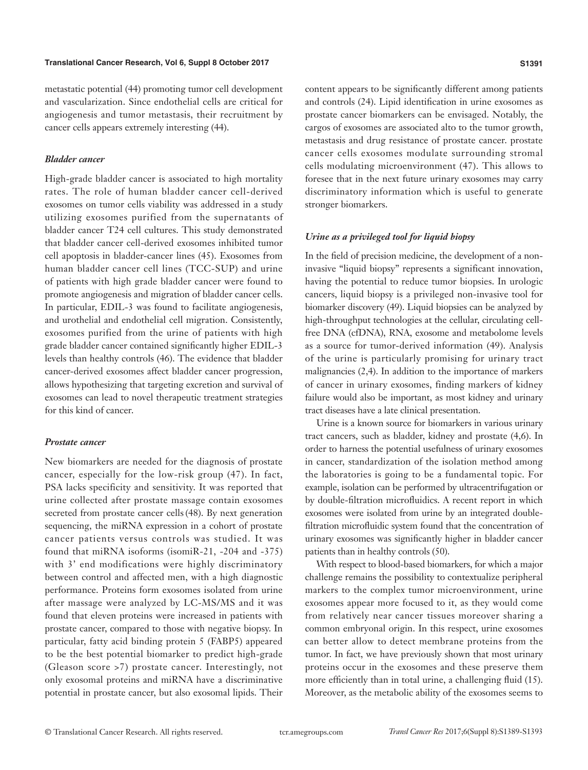metastatic potential (44) promoting tumor cell development and vascularization. Since endothelial cells are critical for angiogenesis and tumor metastasis, their recruitment by cancer cells appears extremely interesting (44).

### *Bladder cancer*

High-grade bladder cancer is associated to high mortality rates. The role of human bladder cancer cell-derived exosomes on tumor cells viability was addressed in a study utilizing exosomes purified from the supernatants of bladder cancer T24 cell cultures. This study demonstrated that bladder cancer cell-derived exosomes inhibited tumor cell apoptosis in bladder-cancer lines (45). Exosomes from human bladder cancer cell lines (TCC-SUP) and urine of patients with high grade bladder cancer were found to promote angiogenesis and migration of bladder cancer cells. In particular, EDIL-3 was found to facilitate angiogenesis, and urothelial and endothelial cell migration. Consistently, exosomes purified from the urine of patients with high grade bladder cancer contained significantly higher EDIL-3 levels than healthy controls (46). The evidence that bladder cancer-derived exosomes affect bladder cancer progression, allows hypothesizing that targeting excretion and survival of exosomes can lead to novel therapeutic treatment strategies for this kind of cancer.

### *Prostate cancer*

New biomarkers are needed for the diagnosis of prostate cancer, especially for the low-risk group (47). In fact, PSA lacks specificity and sensitivity. It was reported that urine collected after prostate massage contain exosomes secreted from prostate cancer cells (48). By next generation sequencing, the miRNA expression in a cohort of prostate cancer patients versus controls was studied. It was found that miRNA isoforms (isomiR-21, -204 and -375) with 3' end modifications were highly discriminatory between control and affected men, with a high diagnostic performance. Proteins form exosomes isolated from urine after massage were analyzed by LC-MS/MS and it was found that eleven proteins were increased in patients with prostate cancer, compared to those with negative biopsy. In particular, fatty acid binding protein 5 (FABP5) appeared to be the best potential biomarker to predict high-grade (Gleason score >7) prostate cancer. Interestingly, not only exosomal proteins and miRNA have a discriminative potential in prostate cancer, but also exosomal lipids. Their content appears to be significantly different among patients and controls (24). Lipid identification in urine exosomes as prostate cancer biomarkers can be envisaged. Notably, the cargos of exosomes are associated alto to the tumor growth, metastasis and drug resistance of prostate cancer. prostate cancer cells exosomes modulate surrounding stromal cells modulating microenvironment (47). This allows to foresee that in the next future urinary exosomes may carry discriminatory information which is useful to generate stronger biomarkers.

### *Urine as a privileged tool for liquid biopsy*

In the field of precision medicine, the development of a non-invasive "liquid biopsy" represents a significant innovation, having the potential to reduce tumor biopsies. In urologic cancers, liquid biopsy is a privileged non-invasive tool for biomarker discovery (49). Liquid biopsies can be analyzed by high-throughput technologies at the cellular, circulating cell-free DNA (cfDNA), RNA, exosome and metabolome levels as a source for tumor-derived information (49). Analysis of the urine is particularly promising for urinary tract malignancies (2,4). In addition to the importance of markers of cancer in urinary exosomes, finding markers of kidney failure would also be important, as most kidney and urinary tract diseases have a late clinical presentation.

Urine is a known source for biomarkers in various urinary tract cancers, such as bladder, kidney and prostate (4,6). In order to harness the potential usefulness of urinary exosomes in cancer, standardization of the isolation method among the laboratories is going to be a fundamental topic. For example, isolation can be performed by ultracentrifugation or by double-filtration microfluidics. A recent report in which exosomes were isolated from urine by an integrated double-filtration microfluidic system found that the concentration of urinary exosomes was significantly higher in bladder cancer patients than in healthy controls (50).

With respect to blood-based biomarkers, for which a major challenge remains the possibility to contextualize peripheral markers to the complex tumor microenvironment, urine exosomes appear more focused to it, as they would come from relatively near cancer tissues moreover sharing a common embryonal origin. In this respect, urine exosomes can better allow to detect membrane proteins from the tumor. In fact, we have previously shown that most urinary proteins occur in the exosomes and these preserve them more efficiently than in total urine, a challenging fluid (15). Moreover, as the metabolic ability of the exosomes seems to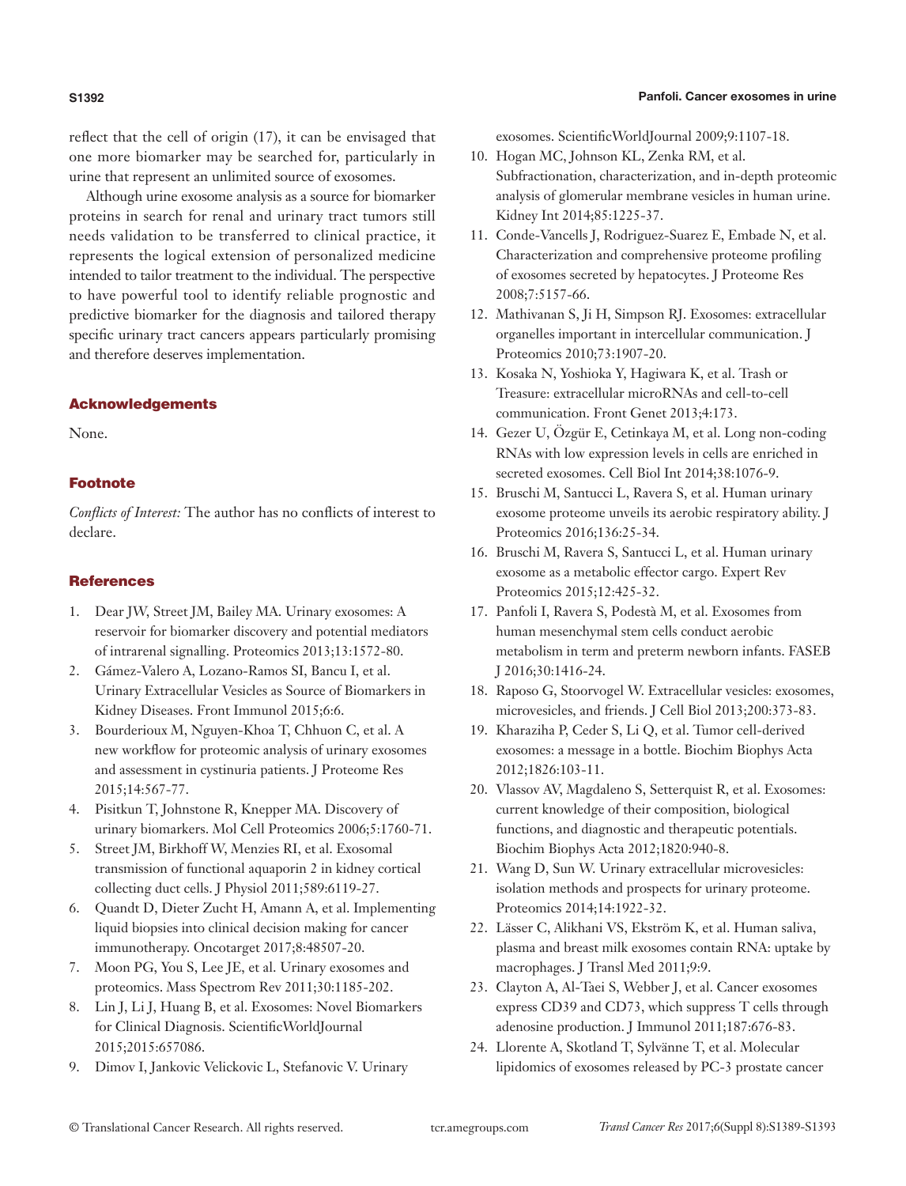reflect that the cell of origin (17), it can be envisaged that one more biomarker may be searched for, particularly in urine that represent an unlimited source of exosomes.

Although urine exosome analysis as a source for biomarker proteins in search for renal and urinary tract tumors still needs validation to be transferred to clinical practice, it represents the logical extension of personalized medicine intended to tailor treatment to the individual. The perspective to have powerful tool to identify reliable prognostic and predictive biomarker for the diagnosis and tailored therapy specific urinary tract cancers appears particularly promising and therefore deserves implementation.

## Acknowledgements

None.

## Footnote

*Conflicts of Interest:* The author has no conflicts of interest to declare.

## References

1. Dear JW, Street JM, Bailey MA. Urinary exosomes: A reservoir for biomarker discovery and potential mediators of intrarenal signalling. Proteomics 2013;13:1572-80.
2. Gámez-Valero A, Lozano-Ramos SI, Bancu I, et al. Urinary Extracellular Vesicles as Source of Biomarkers in Kidney Diseases. Front Immunol 2015;6:6.
3. Bourderioux M, Nguyen-Khoa T, Chhuon C, et al. A new workflow for proteomic analysis of urinary exosomes and assessment in cystinuria patients. J Proteome Res 2015;14:567-77.
4. Pisitkun T, Johnstone R, Knepper MA. Discovery of urinary biomarkers. Mol Cell Proteomics 2006;5:1760-71.
5. Street JM, Birkhoff W, Menzies RI, et al. Exosomal transmission of functional aquaporin 2 in kidney cortical collecting duct cells. J Physiol 2011;589:6119-27.
6. Quandt D, Dieter Zucht H, Amann A, et al. Implementing liquid biopsies into clinical decision making for cancer immunotherapy. Oncotarget 2017;8:48507-20.
7. Moon PG, You S, Lee JE, et al. Urinary exosomes and proteomics. Mass Spectrom Rev 2011;30:1185-202.
8. Lin J, Li J, Huang B, et al. Exosomes: Novel Biomarkers for Clinical Diagnosis. ScientificWorldJournal 2015;2015:657086.
9. Dimov I, Jankovic Velickovic L, Stefanovic V. Urinary exosomes. ScientificWorldJournal 2009;9:1107-18.
10. Hogan MC, Johnson KL, Zenka RM, et al. Subfractionation, characterization, and in-depth proteomic analysis of glomerular membrane vesicles in human urine. Kidney Int 2014;85:1225-37.
11. Conde-Vancells J, Rodriguez-Suarez E, Embade N, et al. Characterization and comprehensive proteome profiling of exosomes secreted by hepatocytes. J Proteome Res 2008;7:5157-66.
12. Mathivanan S, Ji H, Simpson RJ. Exosomes: extracellular organelles important in intercellular communication. J Proteomics 2010;73:1907-20.
13. Kosaka N, Yoshioka Y, Hagiwara K, et al. Trash or Treasure: extracellular microRNAs and cell-to-cell communication. Front Genet 2013;4:173.
14. Gezer U, Özgür E, Cetinkaya M, et al. Long non-coding RNAs with low expression levels in cells are enriched in secreted exosomes. Cell Biol Int 2014;38:1076-9.
15. Bruschi M, Santucci L, Ravera S, et al. Human urinary exosome proteome unveils its aerobic respiratory ability. J Proteomics 2016;136:25-34.
16. Bruschi M, Ravera S, Santucci L, et al. Human urinary exosome as a metabolic effector cargo. Expert Rev Proteomics 2015;12:425-32.
17. Panfoli I, Ravera S, Podestà M, et al. Exosomes from human mesenchymal stem cells conduct aerobic metabolism in term and preterm newborn infants. FASEB J 2016;30:1416-24.
18. Raposo G, Stoorvogel W. Extracellular vesicles: exosomes, microvesicles, and friends. J Cell Biol 2013;200:373-83.
19. Kharaziha P, Ceder S, Li Q, et al. Tumor cell-derived exosomes: a message in a bottle. Biochim Biophys Acta 2012;1826:103-11.
20. Vlassov AV, Magdaleno S, Setterquist R, et al. Exosomes: current knowledge of their composition, biological functions, and diagnostic and therapeutic potentials. Biochim Biophys Acta 2012;1820:940-8.
21. Wang D, Sun W. Urinary extracellular microvesicles: isolation methods and prospects for urinary proteome. Proteomics 2014;14:1922-32.
22. Lässer C, Alikhani VS, Ekström K, et al. Human saliva, plasma and breast milk exosomes contain RNA: uptake by macrophages. J Transl Med 2011;9:9.
23. Clayton A, Al-Taei S, Webber J, et al. Cancer exosomes express CD39 and CD73, which suppress T cells through adenosine production. J Immunol 2011;187:676-83.
24. Llorente A, Skotland T, Sylvänne T, et al. Molecular lipidomics of exosomes released by PC-3 prostate cancer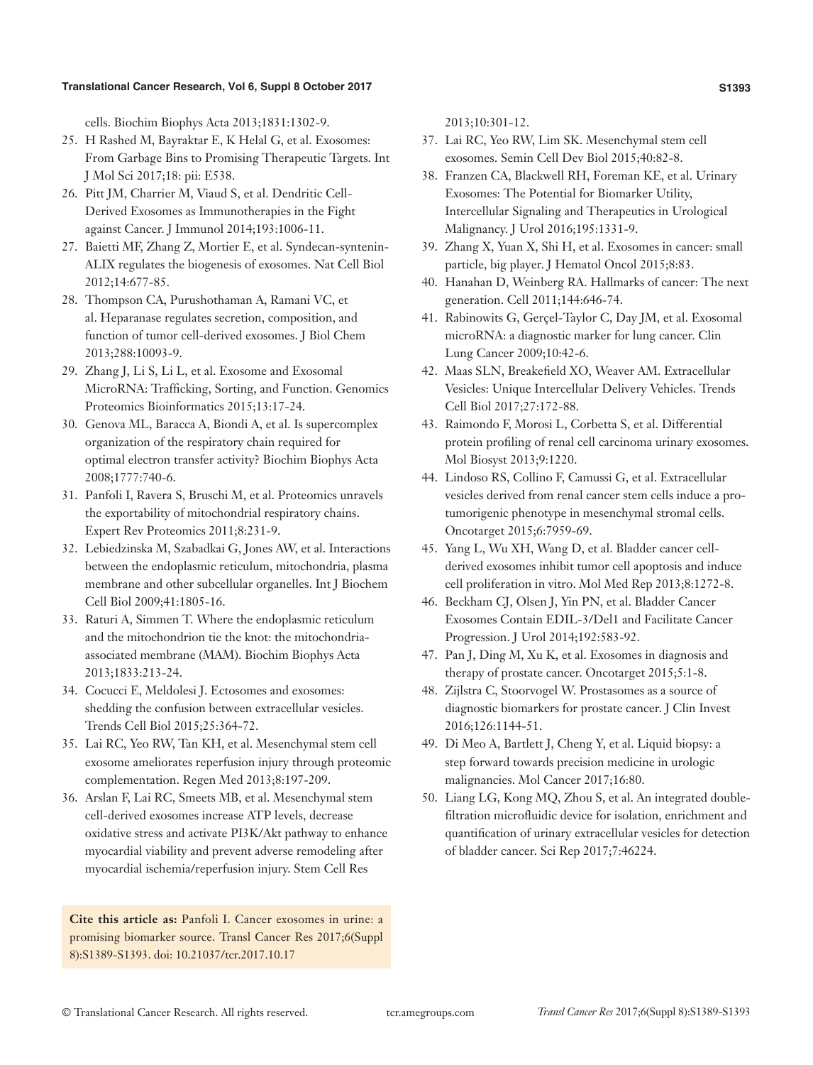cells. Biochim Biophys Acta 2013;1831:1302-9.

25. H Rashed M, Bayraktar E, K Helal G, et al. Exosomes: From Garbage Bins to Promising Therapeutic Targets. Int J Mol Sci 2017;18: pii: E538.
26. Pitt JM, Charrier M, Viaud S, et al. Dendritic Cell-Derived Exosomes as Immunotherapies in the Fight against Cancer. J Immunol 2014;193:1006-11.
27. Baietti MF, Zhang Z, Mortier E, et al. Syndecan-syntenin-ALIX regulates the biogenesis of exosomes. Nat Cell Biol 2012;14:677-85.
28. Thompson CA, Purushothaman A, Ramani VC, et al. Heparanase regulates secretion, composition, and function of tumor cell-derived exosomes. J Biol Chem 2013;288:10093-9.
29. Zhang J, Li S, Li L, et al. Exosome and Exosomal MicroRNA: Trafficking, Sorting, and Function. Genomics Proteomics Bioinformatics 2015;13:17-24.
30. Genova ML, Baracca A, Biondi A, et al. Is supercomplex organization of the respiratory chain required for optimal electron transfer activity? Biochim Biophys Acta 2008;1777:740-6.
31. Panfoli I, Ravera S, Bruschi M, et al. Proteomics unravels the exportability of mitochondrial respiratory chains. Expert Rev Proteomics 2011;8:231-9.
32. Lebiedzinska M, Szabadkai G, Jones AW, et al. Interactions between the endoplasmic reticulum, mitochondria, plasma membrane and other subcellular organelles. Int J Biochem Cell Biol 2009;41:1805-16.
33. Raturi A, Simmen T. Where the endoplasmic reticulum and the mitochondrion tie the knot: the mitochondria-associated membrane (MAM). Biochim Biophys Acta 2013;1833:213-24.
34. Cocucci E, Meldolesi J. Ectosomes and exosomes: shedding the confusion between extracellular vesicles. Trends Cell Biol 2015;25:364-72.
35. Lai RC, Yeo RW, Tan KH, et al. Mesenchymal stem cell exosome ameliorates reperfusion injury through proteomic complementation. Regen Med 2013;8:197-209.
36. Arslan F, Lai RC, Smeets MB, et al. Mesenchymal stem cell-derived exosomes increase ATP levels, decrease oxidative stress and activate PI3K/Akt pathway to enhance myocardial viability and prevent adverse remodeling after myocardial ischemia/reperfusion injury. Stem Cell Res 2013;10:301-12.
37. Lai RC, Yeo RW, Lim SK. Mesenchymal stem cell exosomes. Semin Cell Dev Biol 2015;40:82-8.
38. Franzen CA, Blackwell RH, Foreman KE, et al. Urinary Exosomes: The Potential for Biomarker Utility, Intercellular Signaling and Therapeutics in Urological Malignancy. J Urol 2016;195:1331-9.
39. Zhang X, Yuan X, Shi H, et al. Exosomes in cancer: small particle, big player. J Hematol Oncol 2015;8:83.
40. Hanahan D, Weinberg RA. Hallmarks of cancer: The next generation. Cell 2011;144:646-74.
41. Rabinowits G, Gerçel-Taylor C, Day JM, et al. Exosomal microRNA: a diagnostic marker for lung cancer. Clin Lung Cancer 2009;10:42-6.
42. Maas SLN, Breakefield XO, Weaver AM. Extracellular Vesicles: Unique Intercellular Delivery Vehicles. Trends Cell Biol 2017;27:172-88.
43. Raimondo F, Morosi L, Corbetta S, et al. Differential protein profiling of renal cell carcinoma urinary exosomes. Mol Biosyst 2013;9:1220.
44. Lindoso RS, Collino F, Camussi G, et al. Extracellular vesicles derived from renal cancer stem cells induce a pro-tumorigenic phenotype in mesenchymal stromal cells. Oncotarget 2015;6:7959-69.
45. Yang L, Wu XH, Wang D, et al. Bladder cancer cell-derived exosomes inhibit tumor cell apoptosis and induce cell proliferation in vitro. Mol Med Rep 2013;8:1272-8.
46. Beckham CJ, Olsen J, Yin PN, et al. Bladder Cancer Exosomes Contain EDIL-3/Del1 and Facilitate Cancer Progression. J Urol 2014;192:583-92.
47. Pan J, Ding M, Xu K, et al. Exosomes in diagnosis and therapy of prostate cancer. Oncotarget 2015;5:1-8.
48. Zijlstra C, Stoorvogel W. Prostasomes as a source of diagnostic biomarkers for prostate cancer. J Clin Invest 2016;126:1144-51.
49. Di Meo A, Bartlett J, Cheng Y, et al. Liquid biopsy: a step forward towards precision medicine in urologic malignancies. Mol Cancer 2017;16:80.
50. Liang LG, Kong MQ, Zhou S, et al. An integrated double-filtration microfluidic device for isolation, enrichment and quantification of urinary extracellular vesicles for detection of bladder cancer. Sci Rep 2017;7:46224.

**Cite this article as:** Panfoli I. Cancer exosomes in urine: a promising biomarker source. Transl Cancer Res 2017;6(Suppl 8):S1389-S1393. doi: 10.21037/tcr.2017.10.17